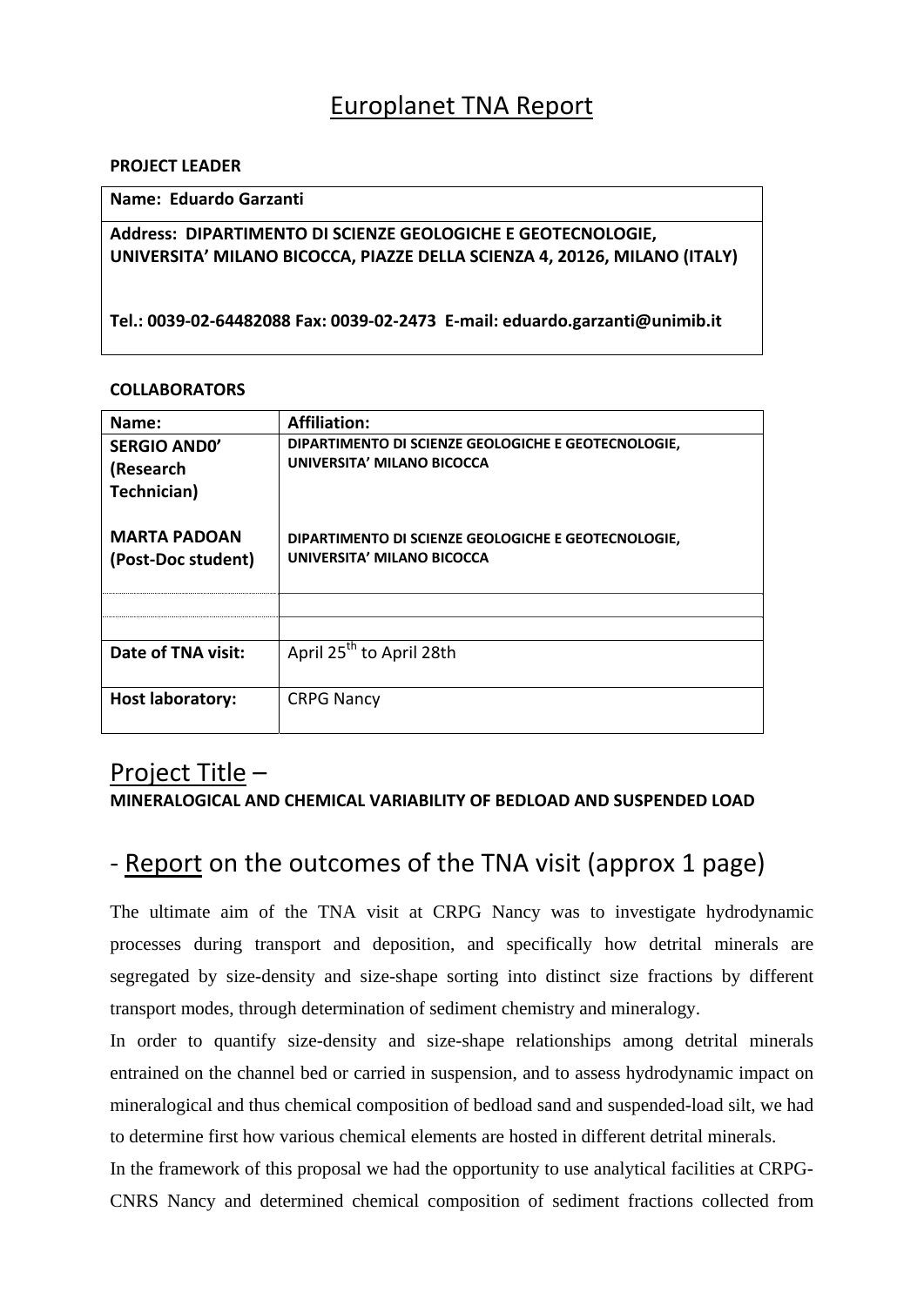# Europlanet TNA Report

**PROJECT LEADER**

| **Name: Eduardo Garzanti** |
|---|
| **Address: DIPARTIMENTO DI SCIENZE GEOLOGICHE E GEOTECNOLOGIE, UNIVERSITA' MILANO BICOCCA, PIAZZE DELLA SCIENZA 4, 20126, MILANO (ITALY)** <br><br> **Tel.: 0039-02-64482088 Fax: 0039-02-2473 E-mail: eduardo.garzanti@unimib.it** |

**COLLABORATORS**

| **Name:** | **Affiliation:** |
|---|---|
| **SERGIO AND0' (Research Technician)** <br><br> **MARTA PADOAN (Post-Doc student)** | **DIPARTIMENTO DI SCIENZE GEOLOGICHE E GEOTECNOLOGIE, UNIVERSITA' MILANO BICOCCA** <br><br> **DIPARTIMENTO DI SCIENZE GEOLOGICHE E GEOTECNOLOGIE, UNIVERSITA' MILANO BICOCCA** |
| | |
| | |
| **Date of TNA visit:** | April 25th to April 28th |
| **Host laboratory:** | CRPG Nancy |

## Project Title –

**MINERALOGICAL AND CHEMICAL VARIABILITY OF BEDLOAD AND SUSPENDED LOAD**

## - Report on the outcomes of the TNA visit (approx 1 page)

The ultimate aim of the TNA visit at CRPG Nancy was to investigate hydrodynamic processes during transport and deposition, and specifically how detrital minerals are segregated by size-density and size-shape sorting into distinct size fractions by different transport modes, through determination of sediment chemistry and mineralogy.

In order to quantify size-density and size-shape relationships among detrital minerals entrained on the channel bed or carried in suspension, and to assess hydrodynamic impact on mineralogical and thus chemical composition of bedload sand and suspended-load silt, we had to determine first how various chemical elements are hosted in different detrital minerals.

In the framework of this proposal we had the opportunity to use analytical facilities at CRPG-CNRS Nancy and determined chemical composition of sediment fractions collected from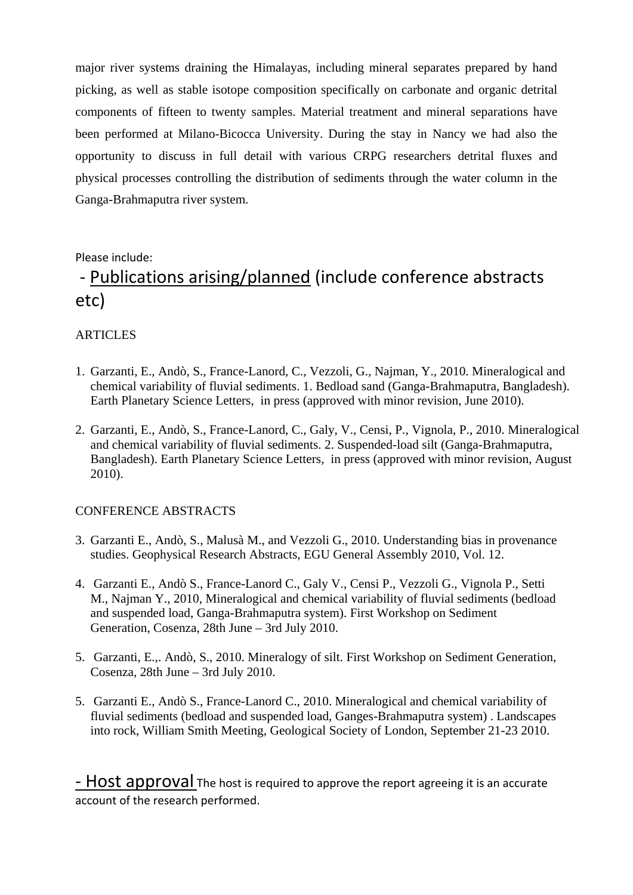major river systems draining the Himalayas, including mineral separates prepared by hand picking, as well as stable isotope composition specifically on carbonate and organic detrital components of fifteen to twenty samples. Material treatment and mineral separations have been performed at Milano-Bicocca University. During the stay in Nancy we had also the opportunity to discuss in full detail with various CRPG researchers detrital fluxes and physical processes controlling the distribution of sediments through the water column in the Ganga-Brahmaputra river system.

Please include:

## - <u>Publications arising/planned</u> (include conference abstracts etc)

ARTICLES

1. Garzanti, E., Andò, S., France-Lanord, C., Vezzoli, G., Najman, Y., 2010. Mineralogical and chemical variability of fluvial sediments. 1. Bedload sand (Ganga-Brahmaputra, Bangladesh). Earth Planetary Science Letters, in press (approved with minor revision, June 2010).

2. Garzanti, E., Andò, S., France-Lanord, C., Galy, V., Censi, P., Vignola, P., 2010. Mineralogical and chemical variability of fluvial sediments. 2. Suspended-load silt (Ganga-Brahmaputra, Bangladesh). Earth Planetary Science Letters, in press (approved with minor revision, August 2010).

CONFERENCE ABSTRACTS

3. Garzanti E., Andò, S., Malusà M., and Vezzoli G., 2010. Understanding bias in provenance studies. Geophysical Research Abstracts, EGU General Assembly 2010, Vol. 12.

4. Garzanti E., Andò S., France-Lanord C., Galy V., Censi P., Vezzoli G., Vignola P., Setti M., Najman Y., 2010, Mineralogical and chemical variability of fluvial sediments (bedload and suspended load, Ganga-Brahmaputra system). First Workshop on Sediment Generation, Cosenza, 28th June – 3rd July 2010.

5. Garzanti, E.,. Andò, S., 2010. Mineralogy of silt. First Workshop on Sediment Generation, Cosenza, 28th June – 3rd July 2010.

5. Garzanti E., Andò S., France-Lanord C., 2010. Mineralogical and chemical variability of fluvial sediments (bedload and suspended load, Ganges-Brahmaputra system) . Landscapes into rock, William Smith Meeting, Geological Society of London, September 21-23 2010.

<u>- Host approval</u> The host is required to approve the report agreeing it is an accurate account of the research performed.